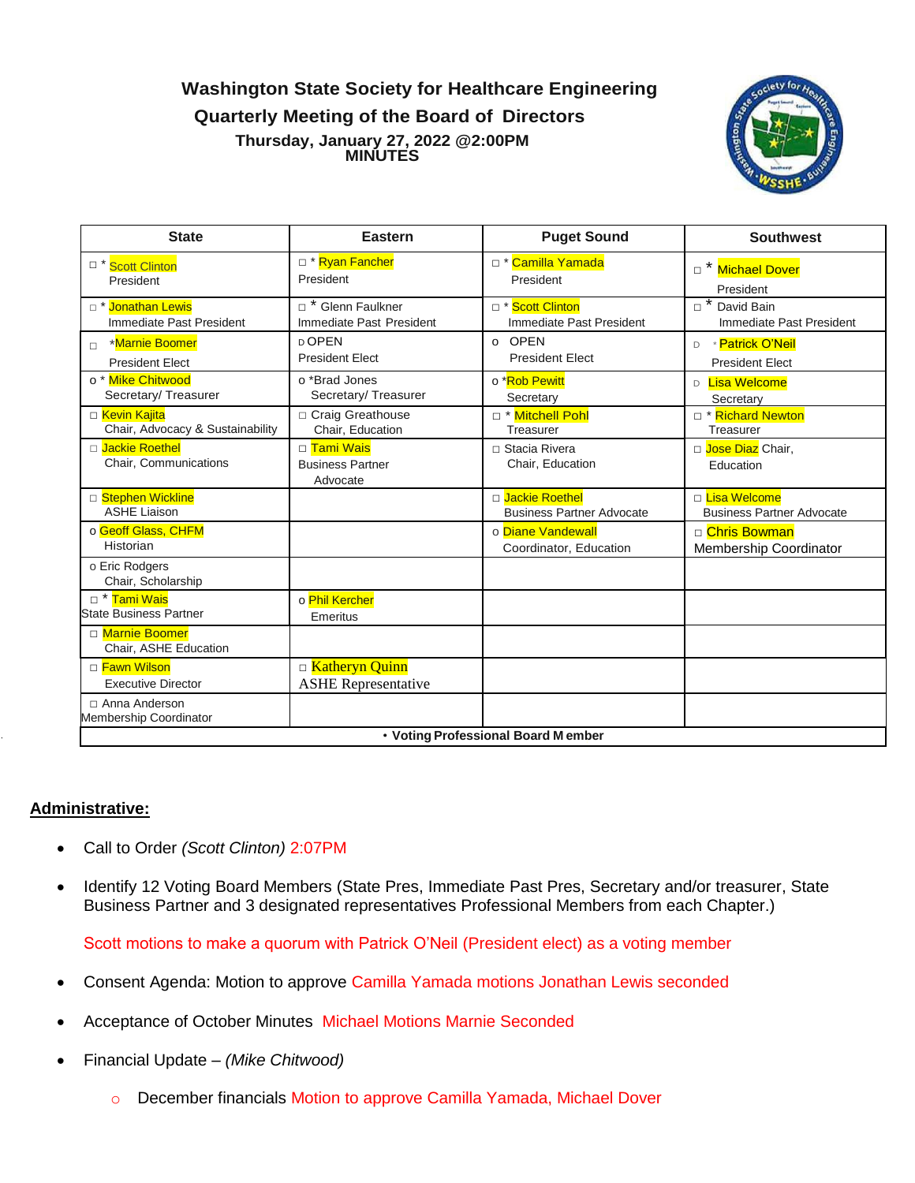# Washington State Society for Healthcare Engineering

## Quarterly Meeting of the Board of Directors

### Thursday, January 27, 2022 @2:00PM
### MINUTES

| State | Eastern | Puget Sound | Southwest |
|---|---|---|---|
| □ * Scott Clinton<br>President | □ * Ryan Fancher<br>President | □ * Camilla Yamada<br>President | □ * Michael Dover<br>President |
| □ * Jonathan Lewis<br>Immediate Past President | □ * Glenn Faulkner<br>Immediate Past President | □ * Scott Clinton<br>Immediate Past President | □ * David Bain<br>Immediate Past President |
| □ *Marnie Boomer<br>President Elect | □ OPEN<br>President Elect | o OPEN<br>President Elect | □ * Patrick O'Neil<br>President Elect |
| o * Mike Chitwood<br>Secretary/ Treasurer | o *Brad Jones<br>Secretary/ Treasurer | o *Rob Pewitt<br>Secretary | □ Lisa Welcome<br>Secretary |
| □ Kevin Kajita<br>Chair, Advocacy & Sustainability | □ Craig Greathouse<br>Chair, Education | □ * Mitchell Pohl<br>Treasurer | □ * Richard Newton<br>Treasurer |
| □ Jackie Roethel<br>Chair, Communications | □ Tami Wais<br>Business Partner Advocate | □ Stacia Rivera<br>Chair, Education | □ Jose Diaz Chair, Education |
| □ Stephen Wickline<br>ASHE Liaison | | □ Jackie Roethel<br>Business Partner Advocate | □ Lisa Welcome<br>Business Partner Advocate |
| o Geoff Glass, CHFM<br>Historian | | o Diane Vandewall<br>Coordinator, Education | □ Chris Bowman<br>Membership Coordinator |
| o Eric Rodgers<br>Chair, Scholarship | | | |
| □ * Tami Wais<br>State Business Partner | o Phil Kercher<br>Emeritus | | |
| □ Marnie Boomer<br>Chair, ASHE Education | | | |
| □ Fawn Wilson<br>Executive Director | □ Katheryn Quinn<br>ASHE Representative | | |
| □ Anna Anderson<br>Membership Coordinator | | | |

• Voting Professional Board Member

## Administrative:

- Call to Order *(Scott Clinton)* 2:07PM
- Identify 12 Voting Board Members (State Pres, Immediate Past Pres, Secretary and/or treasurer, State Business Partner and 3 designated representatives Professional Members from each Chapter.)

  Scott motions to make a quorum with Patrick O'Neil (President elect) as a voting member

- Consent Agenda: Motion to approve Camilla Yamada motions Jonathan Lewis seconded
- Acceptance of October Minutes Michael Motions Marnie Seconded
- Financial Update – *(Mike Chitwood)*
  - December financials Motion to approve Camilla Yamada, Michael Dover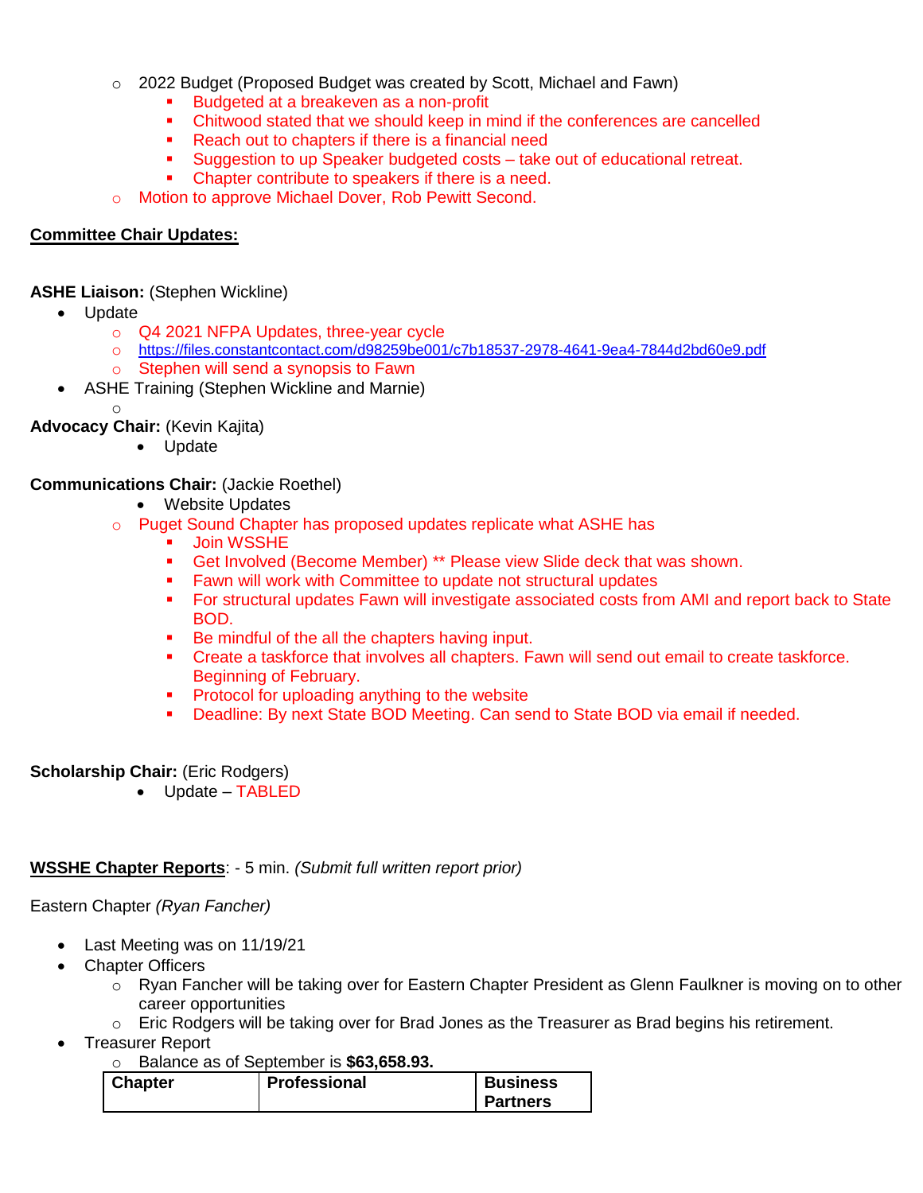- 2022 Budget (Proposed Budget was created by Scott, Michael and Fawn)
  - Budgeted at a breakeven as a non-profit
  - Chitwood stated that we should keep in mind if the conferences are cancelled
  - Reach out to chapters if there is a financial need
  - Suggestion to up Speaker budgeted costs – take out of educational retreat.
  - Chapter contribute to speakers if there is a need.
- Motion to approve Michael Dover, Rob Pewitt Second.

**Committee Chair Updates:**

**ASHE Liaison:** (Stephen Wickline)

- Update
  - Q4 2021 NFPA Updates, three-year cycle
  - https://files.constantcontact.com/d98259be001/c7b18537-2978-4641-9ea4-7844d2bd60e9.pdf
  - Stephen will send a synopsis to Fawn
- ASHE Training (Stephen Wickline and Marnie)
  - 

**Advocacy Chair:** (Kevin Kajita)

- Update

**Communications Chair:** (Jackie Roethel)

- Website Updates
  - Puget Sound Chapter has proposed updates replicate what ASHE has
    - Join WSSHE
    - Get Involved (Become Member) ** Please view Slide deck that was shown.
    - Fawn will work with Committee to update not structural updates
    - For structural updates Fawn will investigate associated costs from AMI and report back to State BOD.
    - Be mindful of the all the chapters having input.
    - Create a taskforce that involves all chapters. Fawn will send out email to create taskforce. Beginning of February.
    - Protocol for uploading anything to the website
    - Deadline: By next State BOD Meeting. Can send to State BOD via email if needed.

**Scholarship Chair:** (Eric Rodgers)

- Update – TABLED

**WSSHE Chapter Reports**: - 5 min. *(Submit full written report prior)*

Eastern Chapter *(Ryan Fancher)*

- Last Meeting was on 11/19/21
- Chapter Officers
  - Ryan Fancher will be taking over for Eastern Chapter President as Glenn Faulkner is moving on to other career opportunities
  - Eric Rodgers will be taking over for Brad Jones as the Treasurer as Brad begins his retirement.
- Treasurer Report
  - Balance as of September is **$63,658.93.**

| Chapter | Professional | Business Partners |
|---|---|---|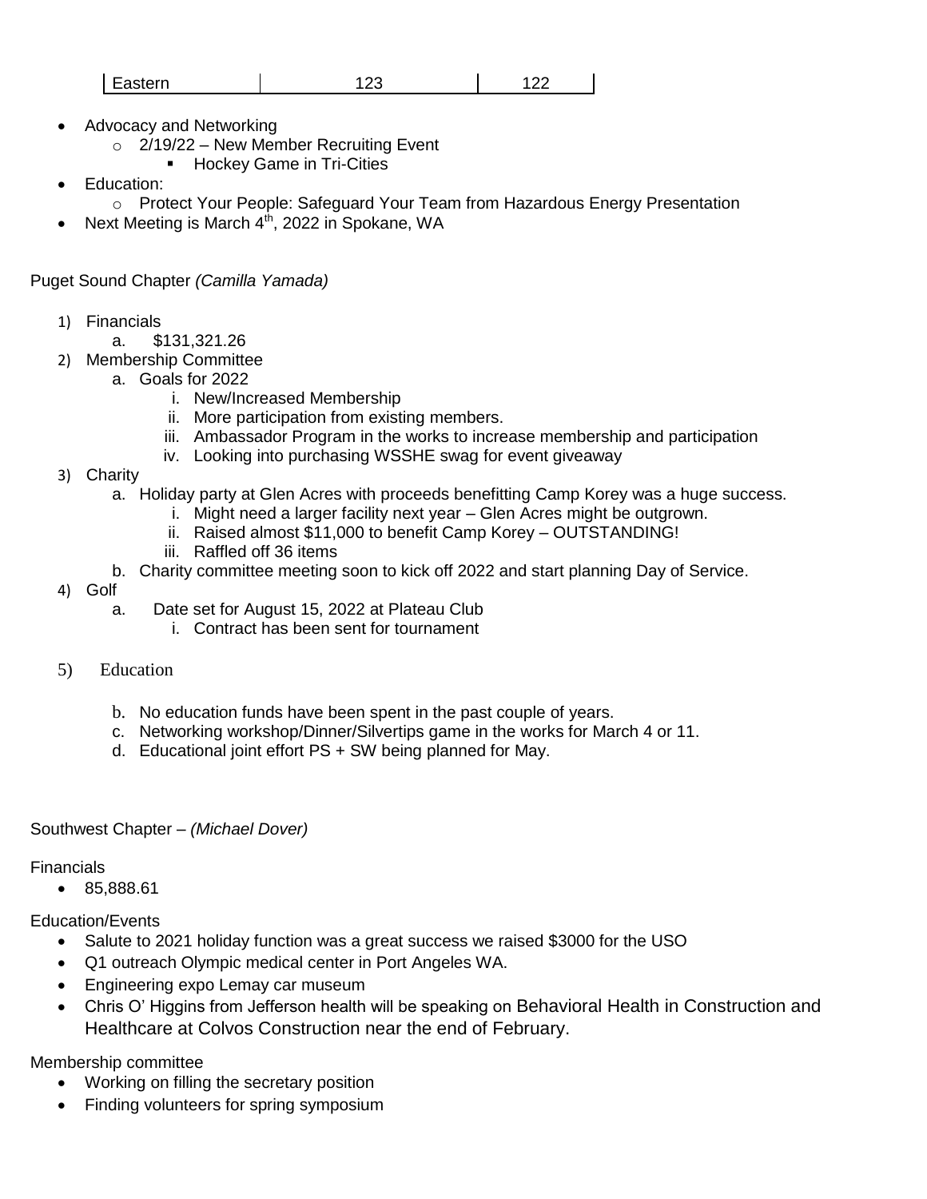| Eastern | 123 | 122 |
|---|---|---|

- Advocacy and Networking
  - 2/19/22 – New Member Recruiting Event
    - Hockey Game in Tri-Cities
- Education:
  - Protect Your People: Safeguard Your Team from Hazardous Energy Presentation
- Next Meeting is March 4th, 2022 in Spokane, WA

Puget Sound Chapter *(Camilla Yamada)*

1) Financials
   a. $131,321.26
2) Membership Committee
   a. Goals for 2022
      i. New/Increased Membership
      ii. More participation from existing members.
      iii. Ambassador Program in the works to increase membership and participation
      iv. Looking into purchasing WSSHE swag for event giveaway
3) Charity
   a. Holiday party at Glen Acres with proceeds benefitting Camp Korey was a huge success.
      i. Might need a larger facility next year – Glen Acres might be outgrown.
      ii. Raised almost $11,000 to benefit Camp Korey – OUTSTANDING!
      iii. Raffled off 36 items
   b. Charity committee meeting soon to kick off 2022 and start planning Day of Service.
4) Golf
   a. Date set for August 15, 2022 at Plateau Club
      i. Contract has been sent for tournament
5) Education
   b. No education funds have been spent in the past couple of years.
   c. Networking workshop/Dinner/Silvertips game in the works for March 4 or 11.
   d. Educational joint effort PS + SW being planned for May.

Southwest Chapter – *(Michael Dover)*

Financials

- 85,888.61

Education/Events

- Salute to 2021 holiday function was a great success we raised $3000 for the USO
- Q1 outreach Olympic medical center in Port Angeles WA.
- Engineering expo Lemay car museum
- Chris O' Higgins from Jefferson health will be speaking on Behavioral Health in Construction and Healthcare at Colvos Construction near the end of February.

Membership committee

- Working on filling the secretary position
- Finding volunteers for spring symposium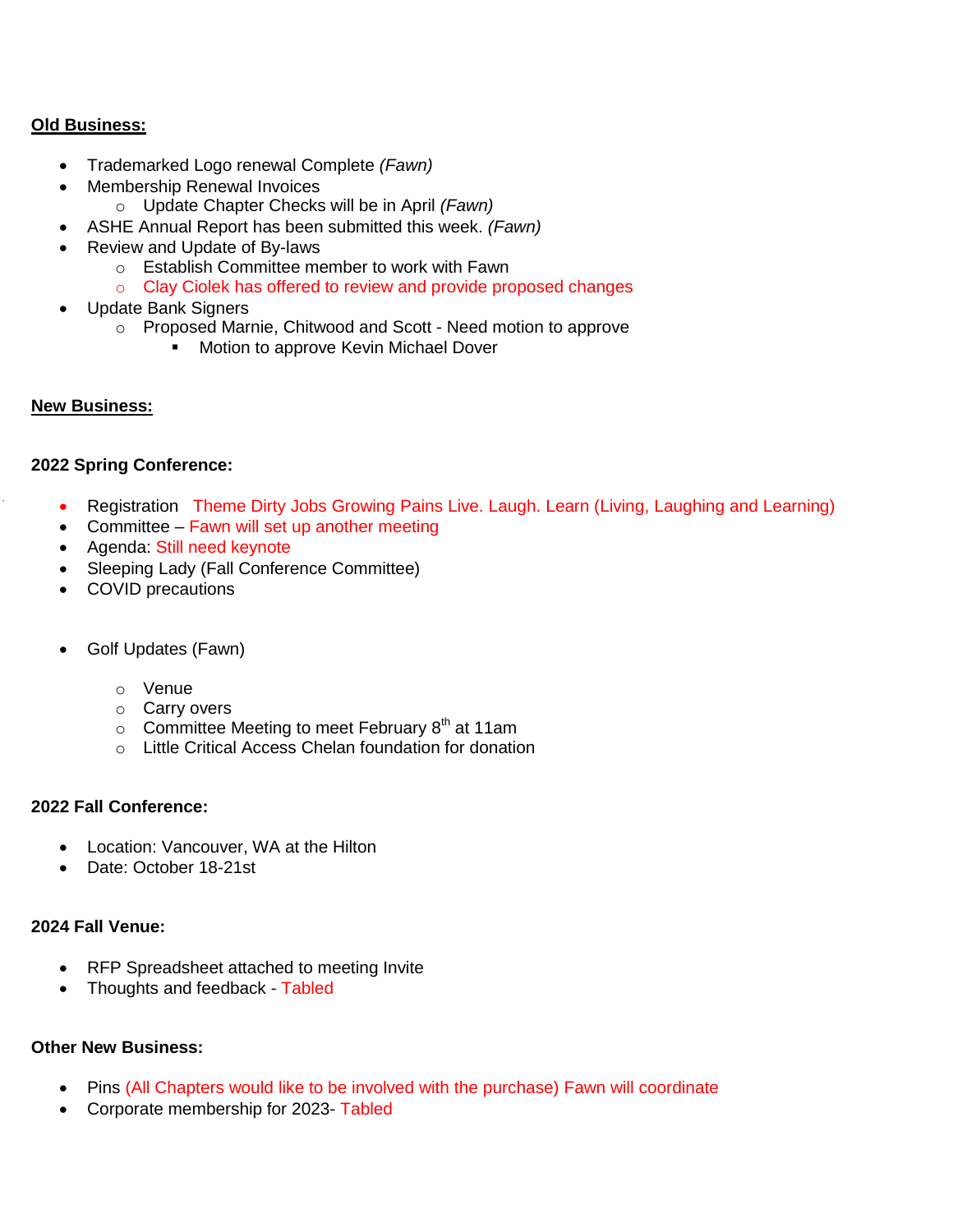**Old Business:**

- Trademarked Logo renewal Complete *(Fawn)*
- Membership Renewal Invoices
  - Update Chapter Checks will be in April *(Fawn)*
- ASHE Annual Report has been submitted this week. *(Fawn)*
- Review and Update of By-laws
  - Establish Committee member to work with Fawn
  - Clay Ciolek has offered to review and provide proposed changes
- Update Bank Signers
  - Proposed Marnie, Chitwood and Scott - Need motion to approve
    - Motion to approve Kevin Michael Dover

**New Business:**

**2022 Spring Conference:**

- Registration Theme Dirty Jobs Growing Pains Live. Laugh. Learn (Living, Laughing and Learning)
- Committee – Fawn will set up another meeting
- Agenda: Still need keynote
- Sleeping Lady (Fall Conference Committee)
- COVID precautions

- Golf Updates (Fawn)
  - Venue
  - Carry overs
  - Committee Meeting to meet February 8th at 11am
  - Little Critical Access Chelan foundation for donation

**2022 Fall Conference:**

- Location: Vancouver, WA at the Hilton
- Date: October 18-21st

**2024 Fall Venue:**

- RFP Spreadsheet attached to meeting Invite
- Thoughts and feedback - Tabled

**Other New Business:**

- Pins (All Chapters would like to be involved with the purchase) Fawn will coordinate
- Corporate membership for 2023- Tabled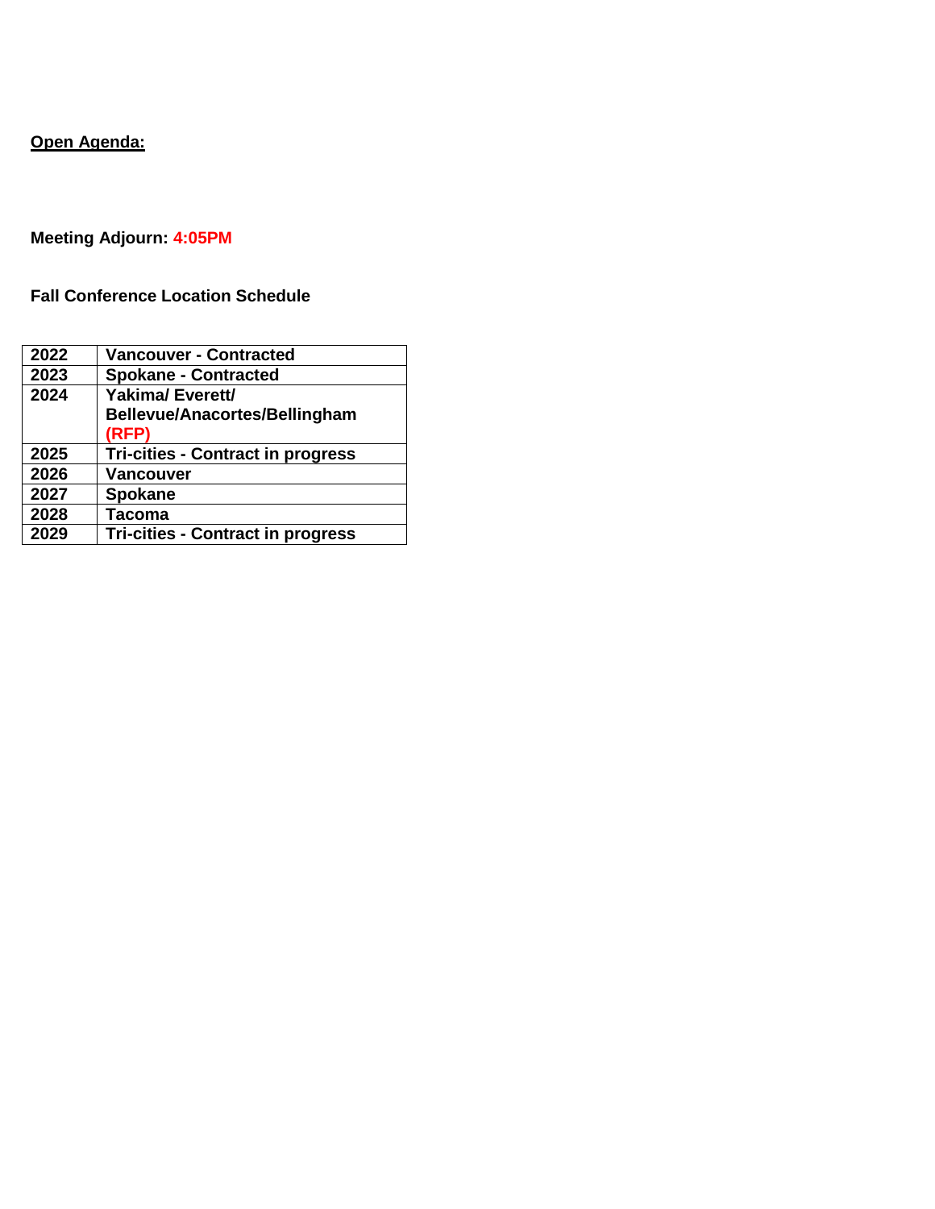**Open Agenda:**

**Meeting Adjourn: 4:05PM**

**Fall Conference Location Schedule**

| | |
|---|---|
| **2022** | **Vancouver - Contracted** |
| **2023** | **Spokane - Contracted** |
| **2024** | **Yakima/ Everett/ Bellevue/Anacortes/Bellingham (RFP)** |
| **2025** | **Tri-cities - Contract in progress** |
| **2026** | **Vancouver** |
| **2027** | **Spokane** |
| **2028** | **Tacoma** |
| **2029** | **Tri-cities - Contract in progress** |